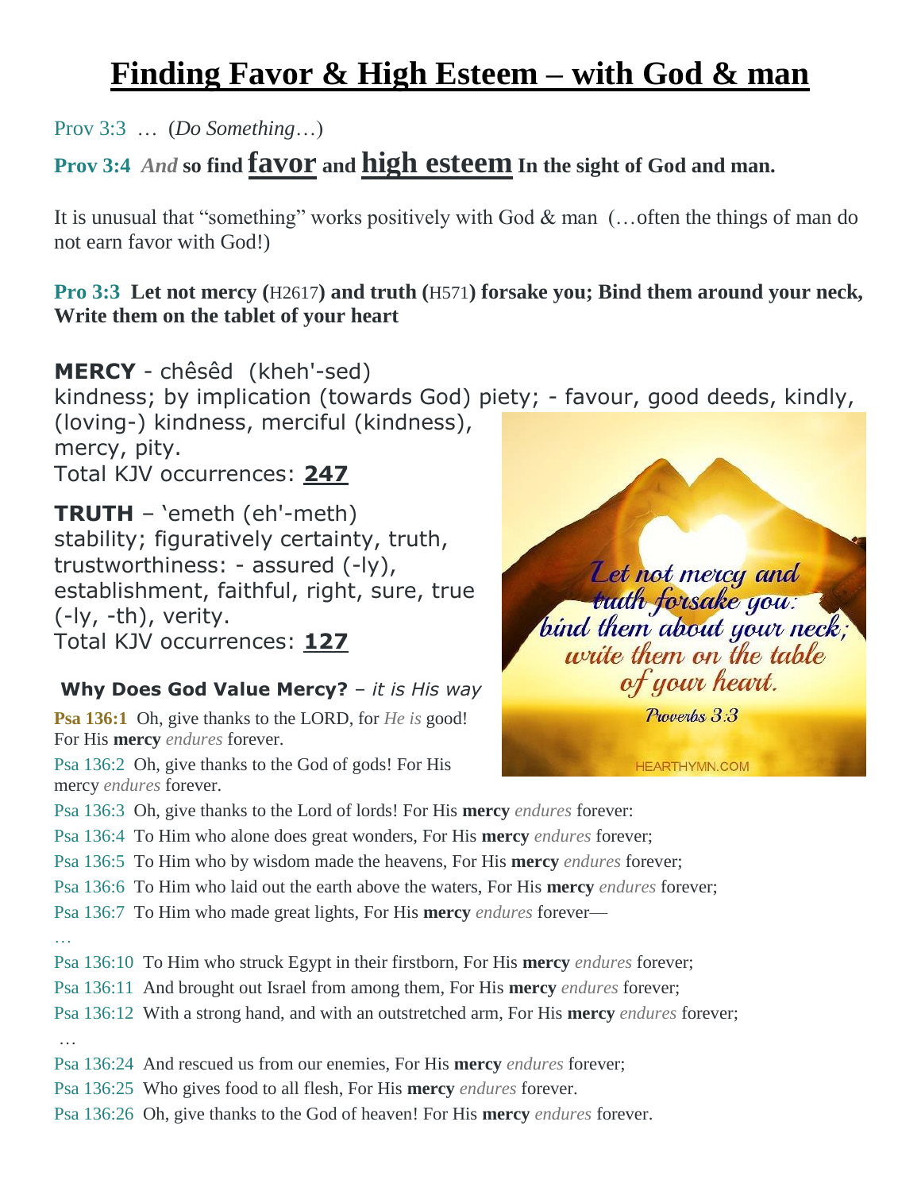# Finding Favor & High Esteem – with God & man

Prov 3:3 … (*Do Something*…)

**Prov 3:4** ***And*** **so find** **favor** **and** **high esteem** **In the sight of God and man.**

It is unusual that "something" works positively with God & man (…often the things of man do not earn favor with God!)

**Pro 3:3 Let not mercy (**H2617**) and truth (**H571**) forsake you; Bind them around your neck, Write them on the tablet of your heart**

**MERCY** - chêsêd (kheh'-sed)
kindness; by implication (towards God) piety; - favour, good deeds, kindly, (loving-) kindness, merciful (kindness), mercy, pity.
Total KJV occurrences: **247**

**TRUTH** – 'emeth (eh'-meth)
stability; figuratively certainty, truth, trustworthiness: - assured (-ly), establishment, faithful, right, sure, true (-ly, -th), verity.
Total KJV occurrences: **127**

**Why Does God Value Mercy?** – *it is His way*

**Psa 136:1** Oh, give thanks to the LORD, for *He is* good! For His **mercy** *endures* forever.

Psa 136:2 Oh, give thanks to the God of gods! For His mercy *endures* forever.

Psa 136:3 Oh, give thanks to the Lord of lords! For His **mercy** *endures* forever:

Psa 136:4 To Him who alone does great wonders, For His **mercy** *endures* forever;

Psa 136:5 To Him who by wisdom made the heavens, For His **mercy** *endures* forever;

Psa 136:6 To Him who laid out the earth above the waters, For His **mercy** *endures* forever;

Psa 136:7 To Him who made great lights, For His **mercy** *endures* forever—

…

Psa 136:10 To Him who struck Egypt in their firstborn, For His **mercy** *endures* forever;

Psa 136:11 And brought out Israel from among them, For His **mercy** *endures* forever;

Psa 136:12 With a strong hand, and with an outstretched arm, For His **mercy** *endures* forever;

…

Psa 136:24 And rescued us from our enemies, For His **mercy** *endures* forever;

Psa 136:25 Who gives food to all flesh, For His **mercy** *endures* forever.

Psa 136:26 Oh, give thanks to the God of heaven! For His **mercy** *endures* forever.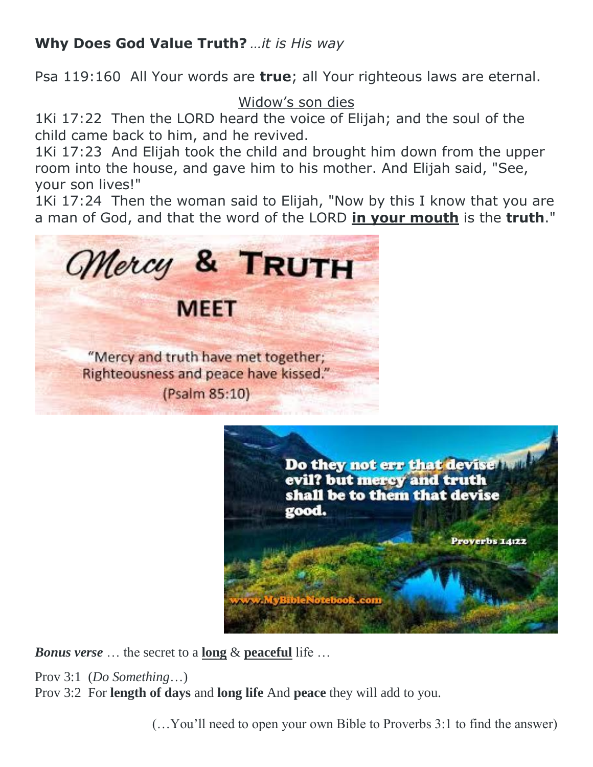**Why Does God Value Truth?** *…it is His way*

Psa 119:160  All Your words are **true**; all Your righteous laws are eternal.

<u>Widow's son dies</u>

1Ki 17:22  Then the LORD heard the voice of Elijah; and the soul of the child came back to him, and he revived.
1Ki 17:23  And Elijah took the child and brought him down from the upper room into the house, and gave him to his mother. And Elijah said, "See, your son lives!"
1Ki 17:24  Then the woman said to Elijah, "Now by this I know that you are a man of God, and that the word of the LORD **<u>in your mouth</u>** is the **truth**."

Mercy & TRUTH

MEET

"Mercy and truth have met together;
Righteousness and peace have kissed."
(Psalm 85:10)

Do they not err that devise evil? but mercy and truth shall be to them that devise good.

Proverbs 14:22

www.MyBibleNotebook.com

***Bonus verse*** … the secret to a **<u>long</u>** & **<u>peaceful</u>** life …

Prov 3:1  (*Do Something*…)
Prov 3:2  For **length of days** and **long life** And **peace** they will add to you.

(…You'll need to open your own Bible to Proverbs 3:1 to find the answer)